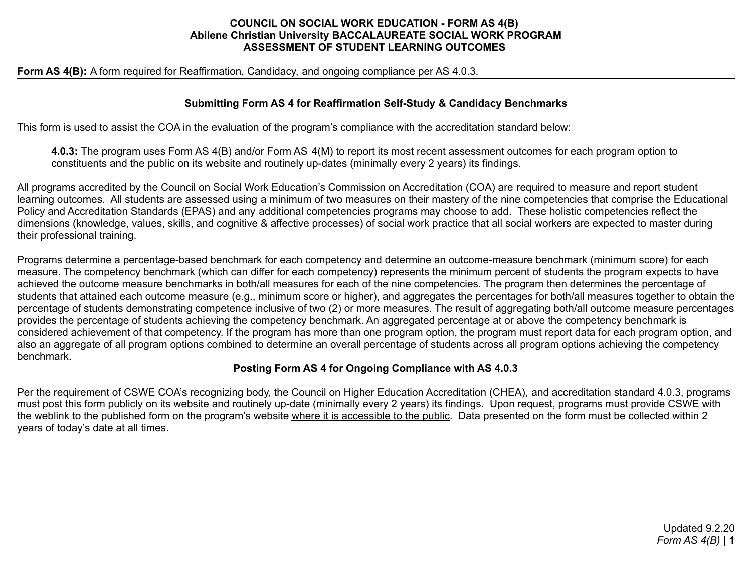# COUNCIL ON SOCIAL WORK EDUCATION - FORM AS 4(B)
# Abilene Christian University BACCALAUREATE SOCIAL WORK PROGRAM
# ASSESSMENT OF STUDENT LEARNING OUTCOMES

**Form AS 4(B):** A form required for Reaffirmation, Candidacy, and ongoing compliance per AS 4.0.3.

## Submitting Form AS 4 for Reaffirmation Self-Study & Candidacy Benchmarks

This form is used to assist the COA in the evaluation of the program's compliance with the accreditation standard below:

> **4.0.3:** The program uses Form AS 4(B) and/or Form AS 4(M) to report its most recent assessment outcomes for each program option to constituents and the public on its website and routinely up-dates (minimally every 2 years) its findings.

All programs accredited by the Council on Social Work Education's Commission on Accreditation (COA) are required to measure and report student learning outcomes. All students are assessed using a minimum of two measures on their mastery of the nine competencies that comprise the Educational Policy and Accreditation Standards (EPAS) and any additional competencies programs may choose to add. These holistic competencies reflect the dimensions (knowledge, values, skills, and cognitive & affective processes) of social work practice that all social workers are expected to master during their professional training.

Programs determine a percentage-based benchmark for each competency and determine an outcome-measure benchmark (minimum score) for each measure. The competency benchmark (which can differ for each competency) represents the minimum percent of students the program expects to have achieved the outcome measure benchmarks in both/all measures for each of the nine competencies. The program then determines the percentage of students that attained each outcome measure (e.g., minimum score or higher), and aggregates the percentages for both/all measures together to obtain the percentage of students demonstrating competence inclusive of two (2) or more measures. The result of aggregating both/all outcome measure percentages provides the percentage of students achieving the competency benchmark. An aggregated percentage at or above the competency benchmark is considered achievement of that competency. If the program has more than one program option, the program must report data for each program option, and also an aggregate of all program options combined to determine an overall percentage of students across all program options achieving the competency benchmark.

## Posting Form AS 4 for Ongoing Compliance with AS 4.0.3

Per the requirement of CSWE COA's recognizing body, the Council on Higher Education Accreditation (CHEA), and accreditation standard 4.0.3, programs must post this form publicly on its website and routinely up-date (minimally every 2 years) its findings. Upon request, programs must provide CSWE with the weblink to the published form on the program's website where it is accessible to the public. Data presented on the form must be collected within 2 years of today's date at all times.

Updated 9.2.20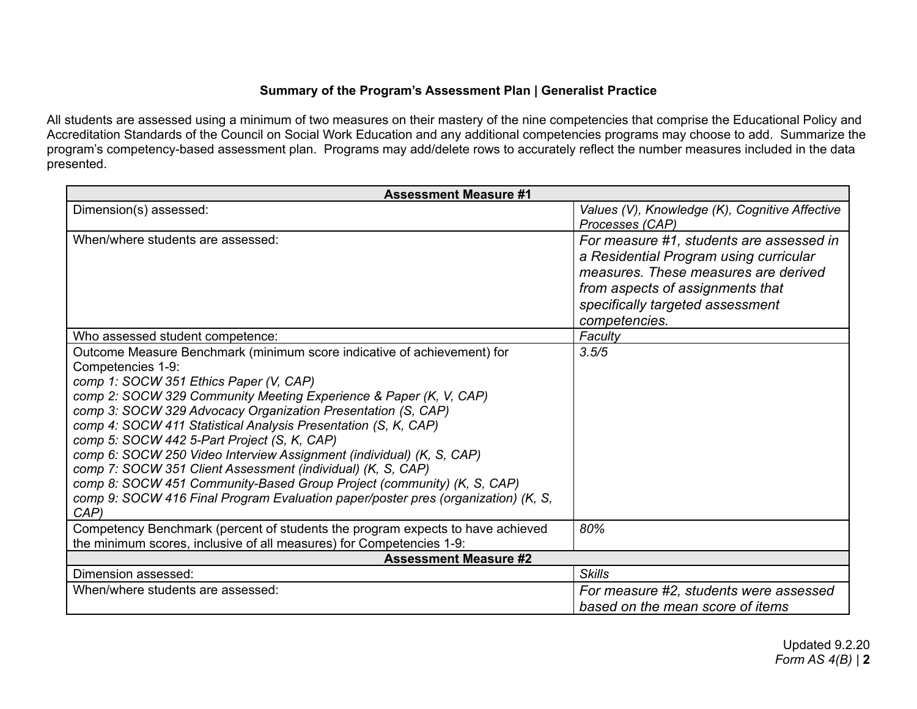**Summary of the Program's Assessment Plan | Generalist Practice**

All students are assessed using a minimum of two measures on their mastery of the nine competencies that comprise the Educational Policy and Accreditation Standards of the Council on Social Work Education and any additional competencies programs may choose to add. Summarize the program's competency-based assessment plan. Programs may add/delete rows to accurately reflect the number measures included in the data presented.

| **Assessment Measure #1** | |
|---|---|
| Dimension(s) assessed: | *Values (V), Knowledge (K), Cognitive Affective Processes (CAP)* |
| When/where students are assessed: | *For measure #1, students are assessed in a Residential Program using curricular measures. These measures are derived from aspects of assignments that specifically targeted assessment competencies.* |
| Who assessed student competence: | *Faculty* |
| Outcome Measure Benchmark (minimum score indicative of achievement) for Competencies 1-9:<br>*comp 1: SOCW 351 Ethics Paper (V, CAP)*<br>*comp 2: SOCW 329 Community Meeting Experience & Paper (K, V, CAP)*<br>*comp 3: SOCW 329 Advocacy Organization Presentation (S, CAP)*<br>*comp 4: SOCW 411 Statistical Analysis Presentation (S, K, CAP)*<br>*comp 5: SOCW 442 5-Part Project (S, K, CAP)*<br>*comp 6: SOCW 250 Video Interview Assignment (individual) (K, S, CAP)*<br>*comp 7: SOCW 351 Client Assessment (individual) (K, S, CAP)*<br>*comp 8: SOCW 451 Community-Based Group Project (community) (K, S, CAP)*<br>*comp 9: SOCW 416 Final Program Evaluation paper/poster pres (organization) (K, S, CAP)* | *3.5/5* |
| Competency Benchmark (percent of students the program expects to have achieved the minimum scores, inclusive of all measures) for Competencies 1-9: | *80%* |
| **Assessment Measure #2** | |
| Dimension assessed: | *Skills* |
| When/where students are assessed: | *For measure #2, students were assessed based on the mean score of items* |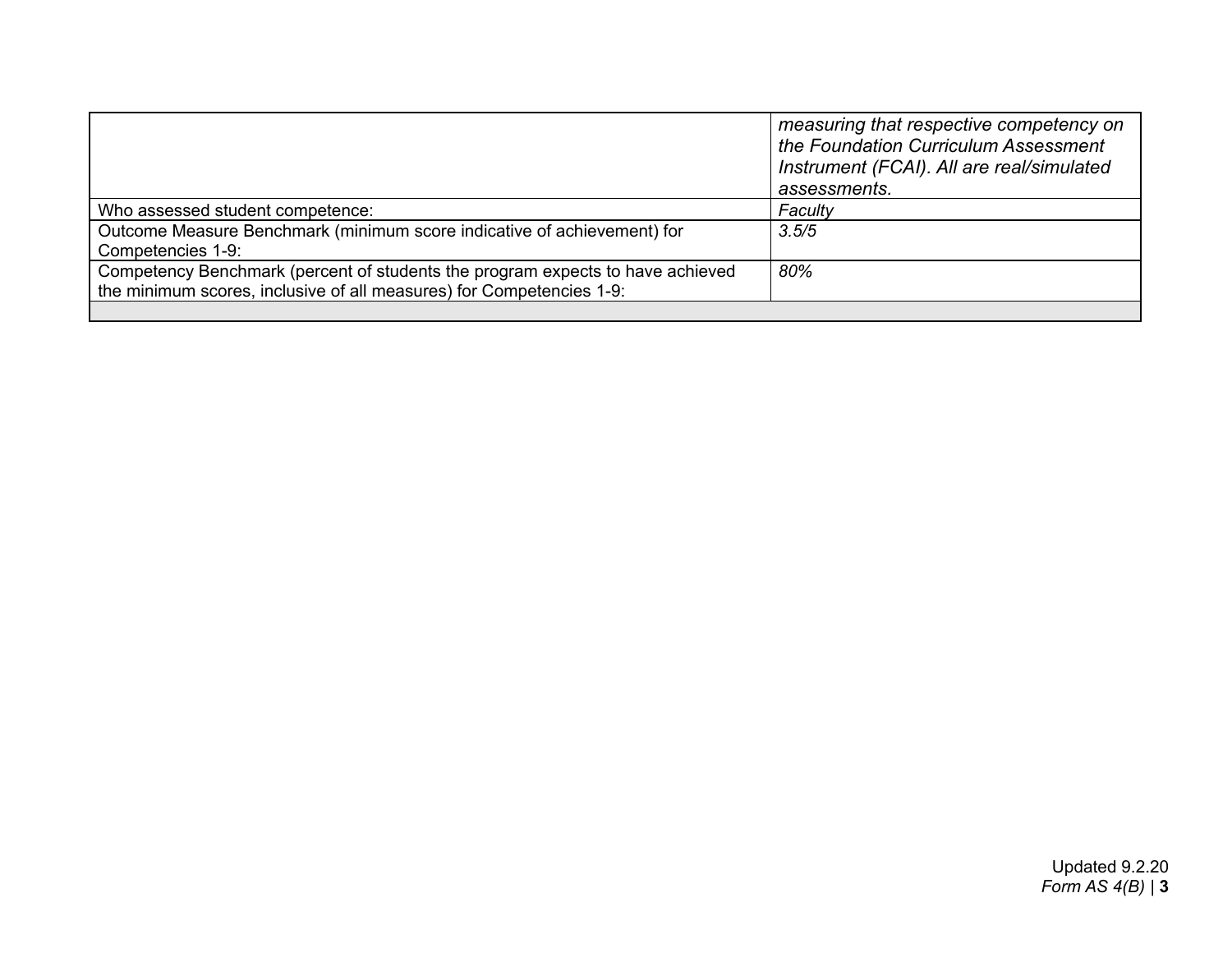| | |
|---|---|
| | *measuring that respective competency on the Foundation Curriculum Assessment Instrument (FCAI). All are real/simulated assessments.* |
| Who assessed student competence: | *Faculty* |
| Outcome Measure Benchmark (minimum score indicative of achievement) for Competencies 1-9: | *3.5/5* |
| Competency Benchmark (percent of students the program expects to have achieved the minimum scores, inclusive of all measures) for Competencies 1-9: | *80%* |
| | |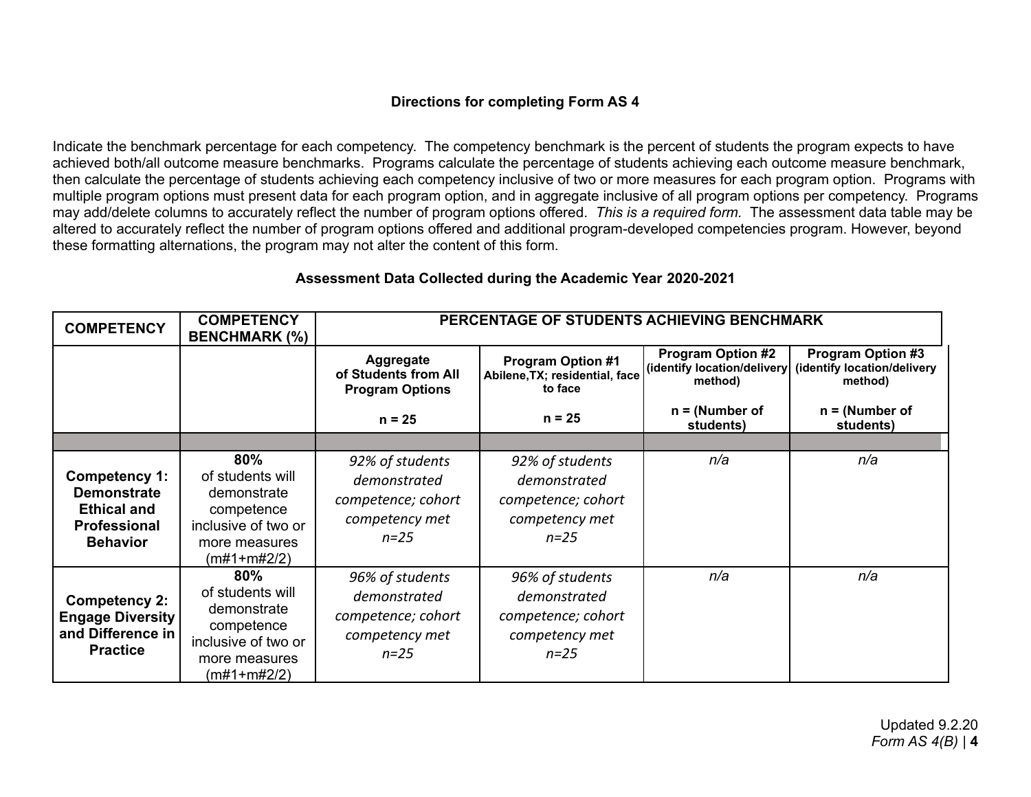**Directions for completing Form AS 4**

Indicate the benchmark percentage for each competency. The competency benchmark is the percent of students the program expects to have achieved both/all outcome measure benchmarks. Programs calculate the percentage of students achieving each outcome measure benchmark, then calculate the percentage of students achieving each competency inclusive of two or more measures for each program option. Programs with multiple program options must present data for each program option, and in aggregate inclusive of all program options per competency. Programs may add/delete columns to accurately reflect the number of program options offered. *This is a required form.* The assessment data table may be altered to accurately reflect the number of program options offered and additional program-developed competencies program. However, beyond these formatting alternations, the program may not alter the content of this form.

**Assessment Data Collected during the Academic Year 2020-2021**

| COMPETENCY | COMPETENCY BENCHMARK (%) | PERCENTAGE OF STUDENTS ACHIEVING BENCHMARK | | | |
|---|---|---|---|---|---|
| | | **Aggregate of Students from All Program Options**<br>**n = 25** | **Program Option #1** Abilene,TX; residential, face to face<br>**n = 25** | **Program Option #2** (identify location/delivery method)<br>**n = (Number of students)** | **Program Option #3** (identify location/delivery method)<br>**n = (Number of students)** |
| | | | | | |
| **Competency 1: Demonstrate Ethical and Professional Behavior** | **80%** of students will demonstrate competence inclusive of two or more measures (m#1+m#2/2) | *92% of students demonstrated competence; cohort competency met n=25* | *92% of students demonstrated competence; cohort competency met n=25* | *n/a* | *n/a* |
| **Competency 2: Engage Diversity and Difference in Practice** | **80%** of students will demonstrate competence inclusive of two or more measures (m#1+m#2/2) | *96% of students demonstrated competence; cohort competency met n=25* | *96% of students demonstrated competence; cohort competency met n=25* | *n/a* | *n/a* |

Updated 9.2.20
*Form AS 4(B)*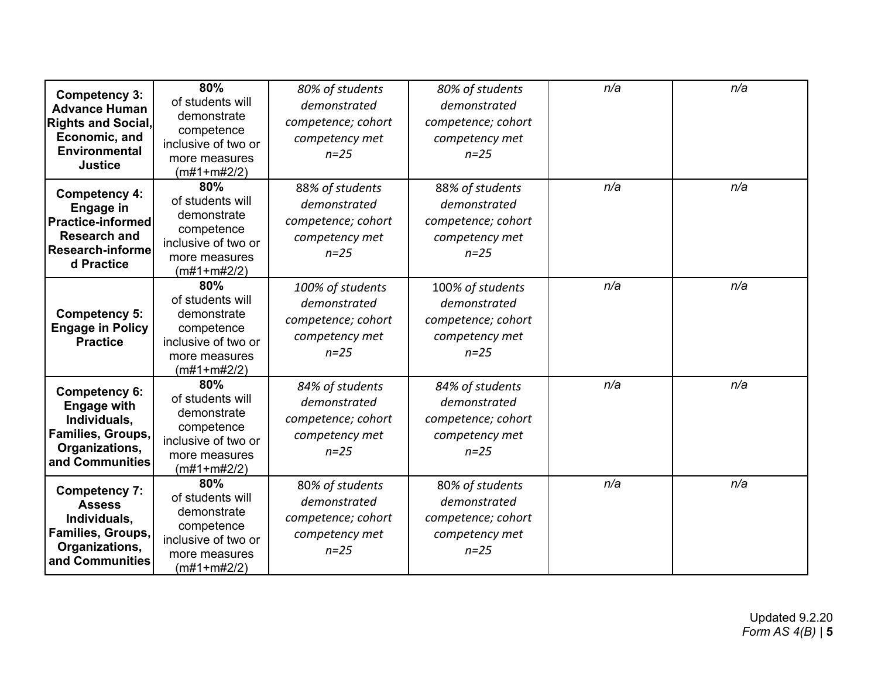| | | | | | |
|---|---|---|---|---|---|
| **Competency 3: Advance Human Rights and Social, Economic, and Environmental Justice** | **80%** of students will demonstrate competence inclusive of two or more measures (m#1+m#2/2) | *80% of students demonstrated competence; cohort competency met n=25* | *80% of students demonstrated competence; cohort competency met n=25* | *n/a* | *n/a* |
| **Competency 4: Engage in Practice-informed Research and Research-informed Practice** | **80%** of students will demonstrate competence inclusive of two or more measures (m#1+m#2/2) | *88% of students demonstrated competence; cohort competency met n=25* | *88% of students demonstrated competence; cohort competency met n=25* | *n/a* | *n/a* |
| **Competency 5: Engage in Policy Practice** | **80%** of students will demonstrate competence inclusive of two or more measures (m#1+m#2/2) | *100% of students demonstrated competence; cohort competency met n=25* | *100% of students demonstrated competence; cohort competency met n=25* | *n/a* | *n/a* |
| **Competency 6: Engage with Individuals, Families, Groups, Organizations, and Communities** | **80%** of students will demonstrate competence inclusive of two or more measures (m#1+m#2/2) | *84% of students demonstrated competence; cohort competency met n=25* | *84% of students demonstrated competence; cohort competency met n=25* | *n/a* | *n/a* |
| **Competency 7: Assess Individuals, Families, Groups, Organizations, and Communities** | **80%** of students will demonstrate competence inclusive of two or more measures (m#1+m#2/2) | *80% of students demonstrated competence; cohort competency met n=25* | *80% of students demonstrated competence; cohort competency met n=25* | *n/a* | *n/a* |

Updated 9.2.20
*Form AS 4(B)*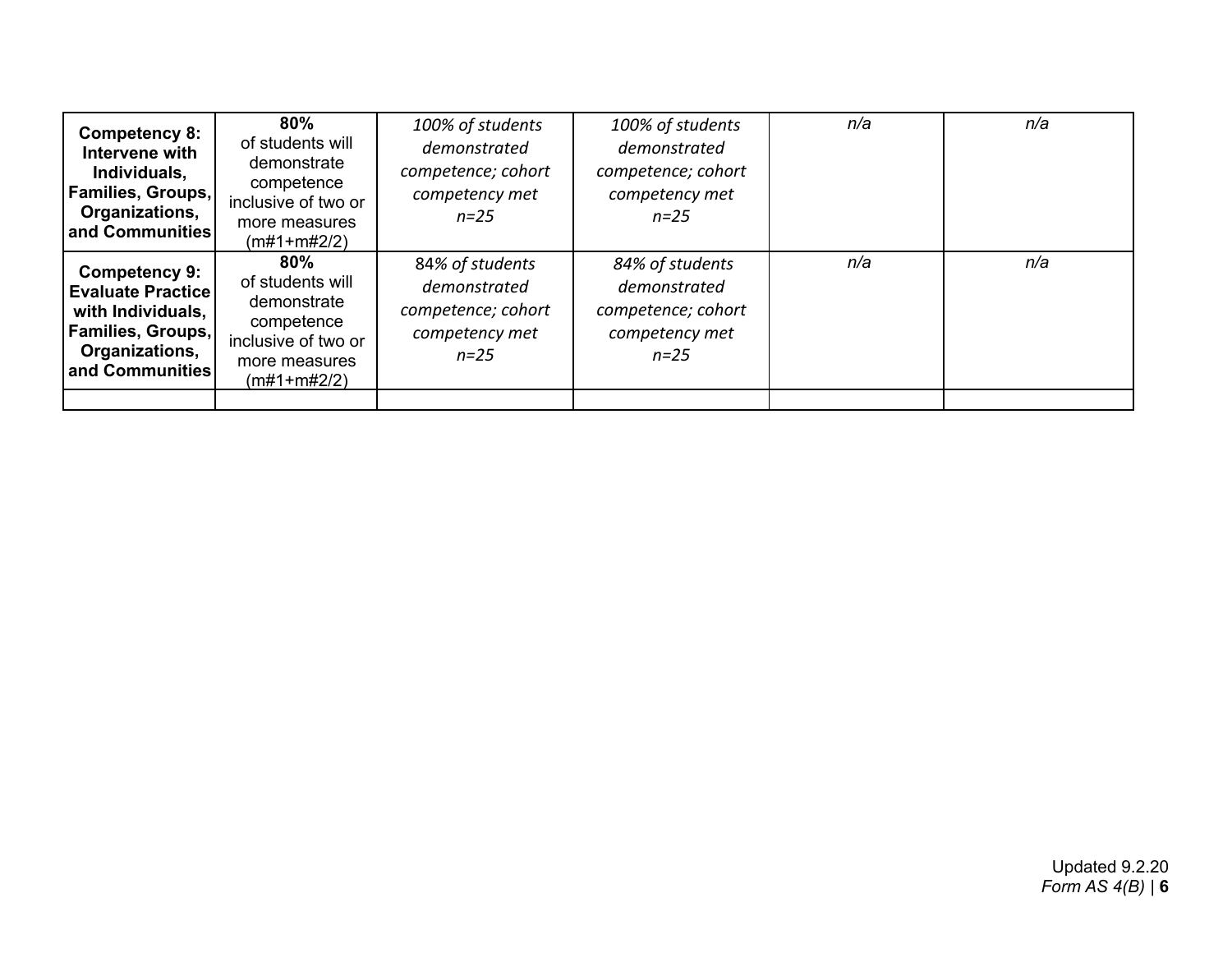| | | | | | |
|---|---|---|---|---|---|
| **Competency 8: Intervene with Individuals, Families, Groups, Organizations, and Communities** | **80%** of students will demonstrate competence inclusive of two or more measures (m#1+m#2/2) | *100% of students demonstrated competence; cohort competency met n=25* | *100% of students demonstrated competence; cohort competency met n=25* | *n/a* | *n/a* |
| **Competency 9: Evaluate Practice with Individuals, Families, Groups, Organizations, and Communities** | **80%** of students will demonstrate competence inclusive of two or more measures (m#1+m#2/2) | *84% of students demonstrated competence; cohort competency met n=25* | *84% of students demonstrated competence; cohort competency met n=25* | *n/a* | *n/a* |
| | | | | | |

Updated 9.2.20
*Form AS 4(B)*